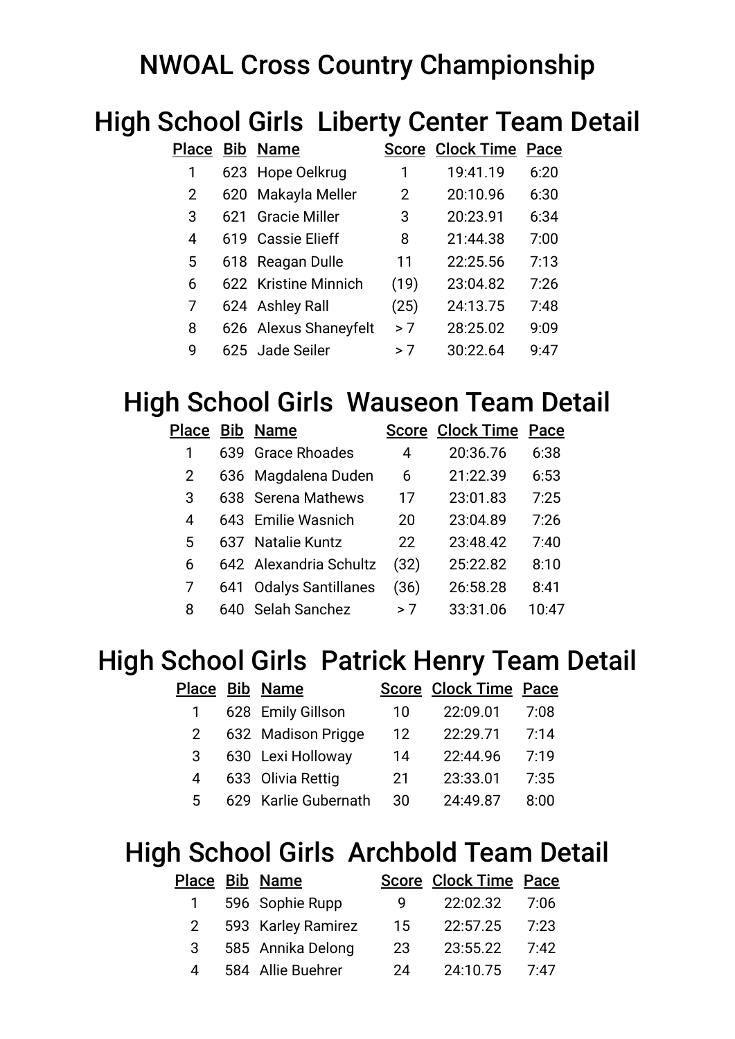# NWOAL Cross Country Championship

## High School Girls  Liberty Center Team Detail

| Place | Bib | Name | Score | Clock Time | Pace |
|---|---|---|---|---|---|
| 1 | 623 | Hope Oelkrug | 1 | 19:41.19 | 6:20 |
| 2 | 620 | Makayla Meller | 2 | 20:10.96 | 6:30 |
| 3 | 621 | Gracie Miller | 3 | 20:23.91 | 6:34 |
| 4 | 619 | Cassie Elieff | 8 | 21:44.38 | 7:00 |
| 5 | 618 | Reagan Dulle | 11 | 22:25.56 | 7:13 |
| 6 | 622 | Kristine Minnich | (19) | 23:04.82 | 7:26 |
| 7 | 624 | Ashley Rall | (25) | 24:13.75 | 7:48 |
| 8 | 626 | Alexus Shaneyfelt | > 7 | 28:25.02 | 9:09 |
| 9 | 625 | Jade Seiler | > 7 | 30:22.64 | 9:47 |

## High School Girls  Wauseon Team Detail

| Place | Bib | Name | Score | Clock Time | Pace |
|---|---|---|---|---|---|
| 1 | 639 | Grace Rhoades | 4 | 20:36.76 | 6:38 |
| 2 | 636 | Magdalena Duden | 6 | 21:22.39 | 6:53 |
| 3 | 638 | Serena Mathews | 17 | 23:01.83 | 7:25 |
| 4 | 643 | Emilie Wasnich | 20 | 23:04.89 | 7:26 |
| 5 | 637 | Natalie Kuntz | 22 | 23:48.42 | 7:40 |
| 6 | 642 | Alexandria Schultz | (32) | 25:22.82 | 8:10 |
| 7 | 641 | Odalys Santillanes | (36) | 26:58.28 | 8:41 |
| 8 | 640 | Selah Sanchez | > 7 | 33:31.06 | 10:47 |

## High School Girls  Patrick Henry Team Detail

| Place | Bib | Name | Score | Clock Time | Pace |
|---|---|---|---|---|---|
| 1 | 628 | Emily Gillson | 10 | 22:09.01 | 7:08 |
| 2 | 632 | Madison Prigge | 12 | 22:29.71 | 7:14 |
| 3 | 630 | Lexi Holloway | 14 | 22:44.96 | 7:19 |
| 4 | 633 | Olivia Rettig | 21 | 23:33.01 | 7:35 |
| 5 | 629 | Karlie Gubernath | 30 | 24:49.87 | 8:00 |

## High School Girls  Archbold Team Detail

| Place | Bib | Name | Score | Clock Time | Pace |
|---|---|---|---|---|---|
| 1 | 596 | Sophie Rupp | 9 | 22:02.32 | 7:06 |
| 2 | 593 | Karley Ramirez | 15 | 22:57.25 | 7:23 |
| 3 | 585 | Annika Delong | 23 | 23:55.22 | 7:42 |
| 4 | 584 | Allie Buehrer | 24 | 24:10.75 | 7:47 |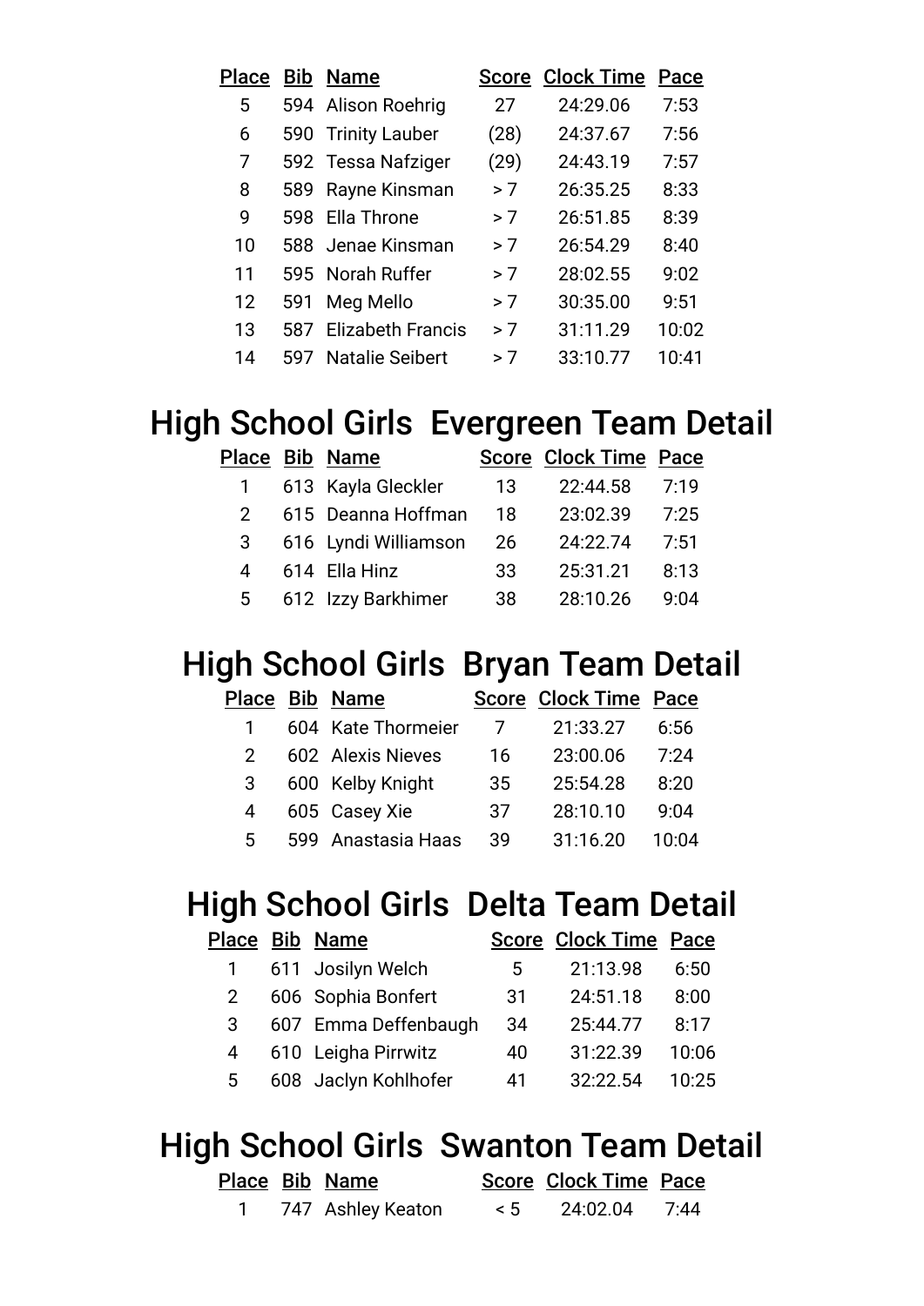| Place | Bib | Name | Score | Clock Time | Pace |
|---|---|---|---|---|---|
| 5 | 594 | Alison Roehrig | 27 | 24:29.06 | 7:53 |
| 6 | 590 | Trinity Lauber | (28) | 24:37.67 | 7:56 |
| 7 | 592 | Tessa Nafziger | (29) | 24:43.19 | 7:57 |
| 8 | 589 | Rayne Kinsman | > 7 | 26:35.25 | 8:33 |
| 9 | 598 | Ella Throne | > 7 | 26:51.85 | 8:39 |
| 10 | 588 | Jenae Kinsman | > 7 | 26:54.29 | 8:40 |
| 11 | 595 | Norah Ruffer | > 7 | 28:02.55 | 9:02 |
| 12 | 591 | Meg Mello | > 7 | 30:35.00 | 9:51 |
| 13 | 587 | Elizabeth Francis | > 7 | 31:11.29 | 10:02 |
| 14 | 597 | Natalie Seibert | > 7 | 33:10.77 | 10:41 |

# High School Girls Evergreen Team Detail

| Place | Bib | Name | Score | Clock Time | Pace |
|---|---|---|---|---|---|
| 1 | 613 | Kayla Gleckler | 13 | 22:44.58 | 7:19 |
| 2 | 615 | Deanna Hoffman | 18 | 23:02.39 | 7:25 |
| 3 | 616 | Lyndi Williamson | 26 | 24:22.74 | 7:51 |
| 4 | 614 | Ella Hinz | 33 | 25:31.21 | 8:13 |
| 5 | 612 | Izzy Barkhimer | 38 | 28:10.26 | 9:04 |

# High School Girls Bryan Team Detail

| Place | Bib | Name | Score | Clock Time | Pace |
|---|---|---|---|---|---|
| 1 | 604 | Kate Thormeier | 7 | 21:33.27 | 6:56 |
| 2 | 602 | Alexis Nieves | 16 | 23:00.06 | 7:24 |
| 3 | 600 | Kelby Knight | 35 | 25:54.28 | 8:20 |
| 4 | 605 | Casey Xie | 37 | 28:10.10 | 9:04 |
| 5 | 599 | Anastasia Haas | 39 | 31:16.20 | 10:04 |

# High School Girls Delta Team Detail

| Place | Bib | Name | Score | Clock Time | Pace |
|---|---|---|---|---|---|
| 1 | 611 | Josilyn Welch | 5 | 21:13.98 | 6:50 |
| 2 | 606 | Sophia Bonfert | 31 | 24:51.18 | 8:00 |
| 3 | 607 | Emma Deffenbaugh | 34 | 25:44.77 | 8:17 |
| 4 | 610 | Leigha Pirrwitz | 40 | 31:22.39 | 10:06 |
| 5 | 608 | Jaclyn Kohlhofer | 41 | 32:22.54 | 10:25 |

# High School Girls Swanton Team Detail

| Place | Bib | Name | Score | Clock Time | Pace |
|---|---|---|---|---|---|
| 1 | 747 | Ashley Keaton | < 5 | 24:02.04 | 7:44 |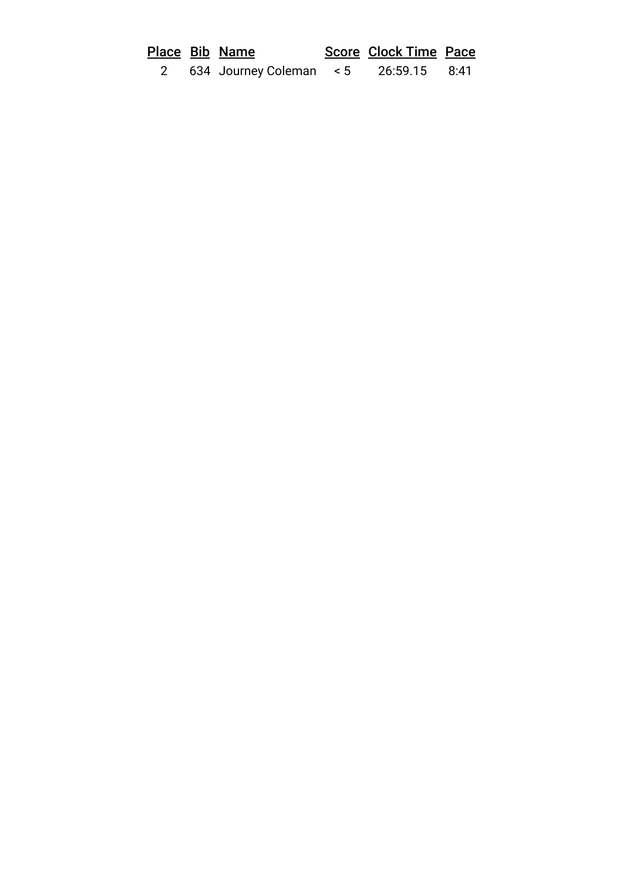| Place | Bib | Name | Score | Clock Time | Pace |
| --- | --- | --- | --- | --- | --- |
| 2 | 634 | Journey Coleman | < 5 | 26:59.15 | 8:41 |